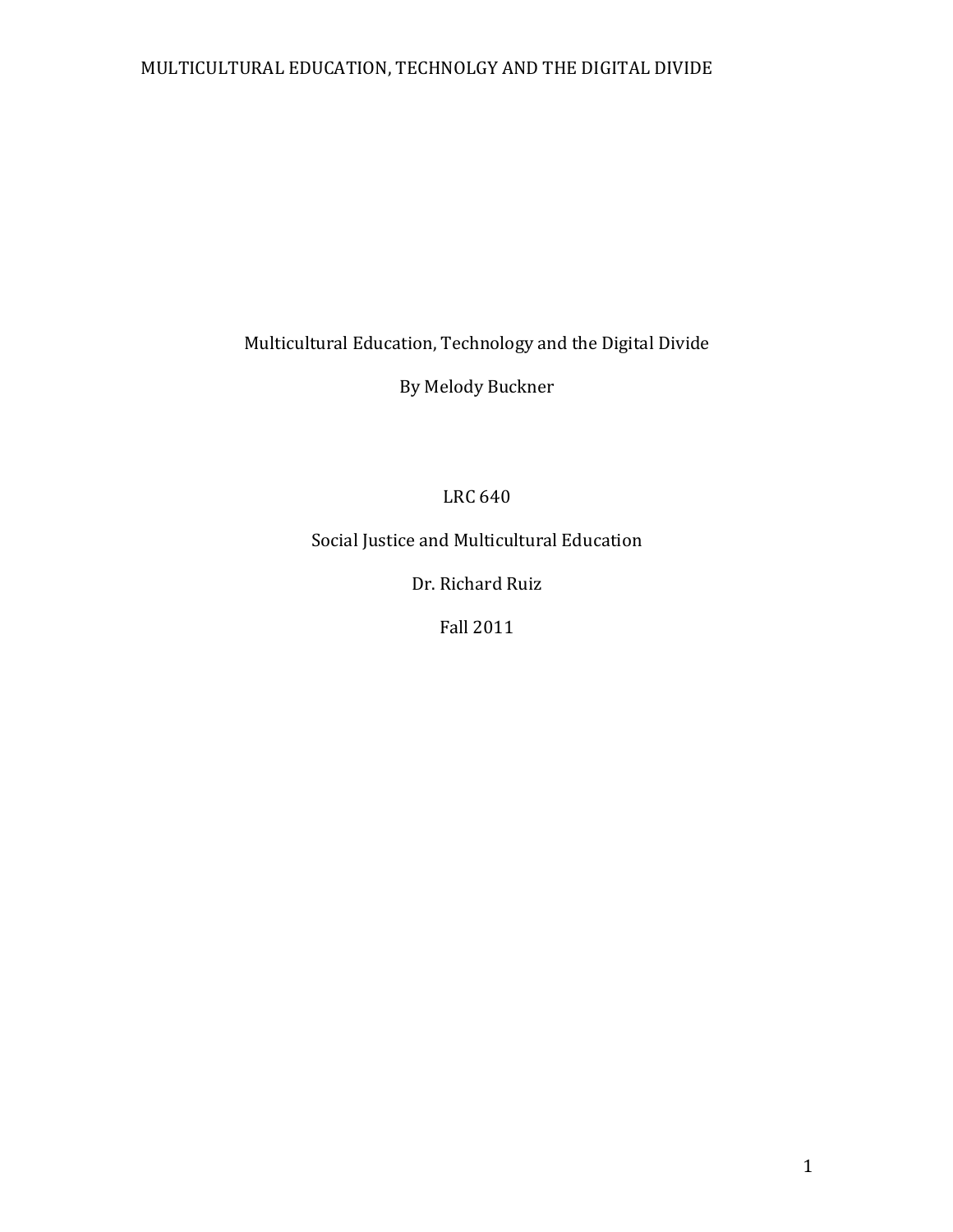# Multicultural Education, Technology and the Digital Divide

By Melody Buckner

LRC 640

Social Justice and Multicultural Education

Dr. Richard Ruiz

Fall 2011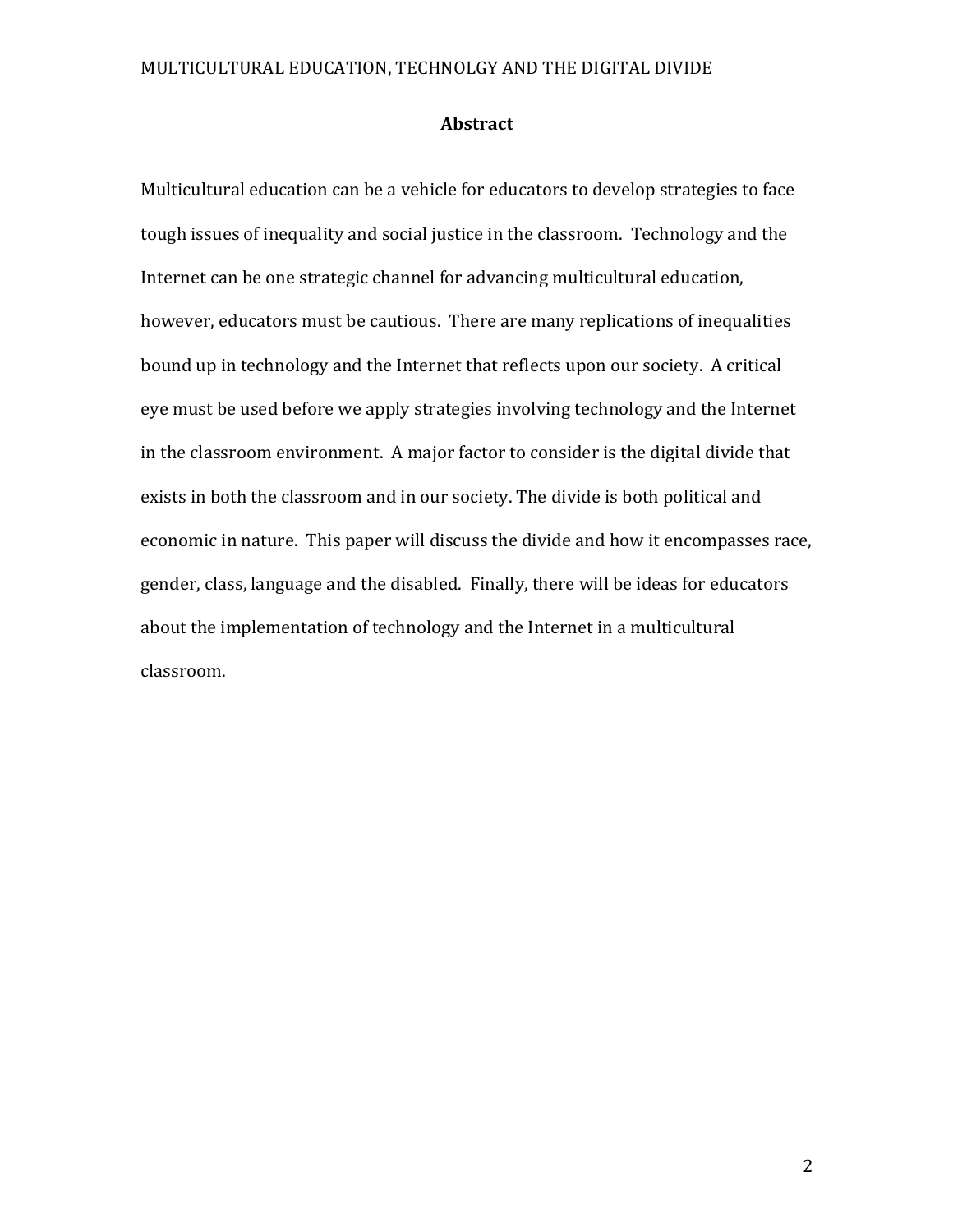## Abstract

Multicultural education can be a vehicle for educators to develop strategies to face tough issues of inequality and social justice in the classroom. Technology and the Internet can be one strategic channel for advancing multicultural education, however, educators must be cautious. There are many replications of inequalities bound up in technology and the Internet that reflects upon our society. A critical eye must be used before we apply strategies involving technology and the Internet in the classroom environment. A major factor to consider is the digital divide that exists in both the classroom and in our society. The divide is both political and economic in nature. This paper will discuss the divide and how it encompasses race, gender, class, language and the disabled. Finally, there will be ideas for educators about the implementation of technology and the Internet in a multicultural classroom.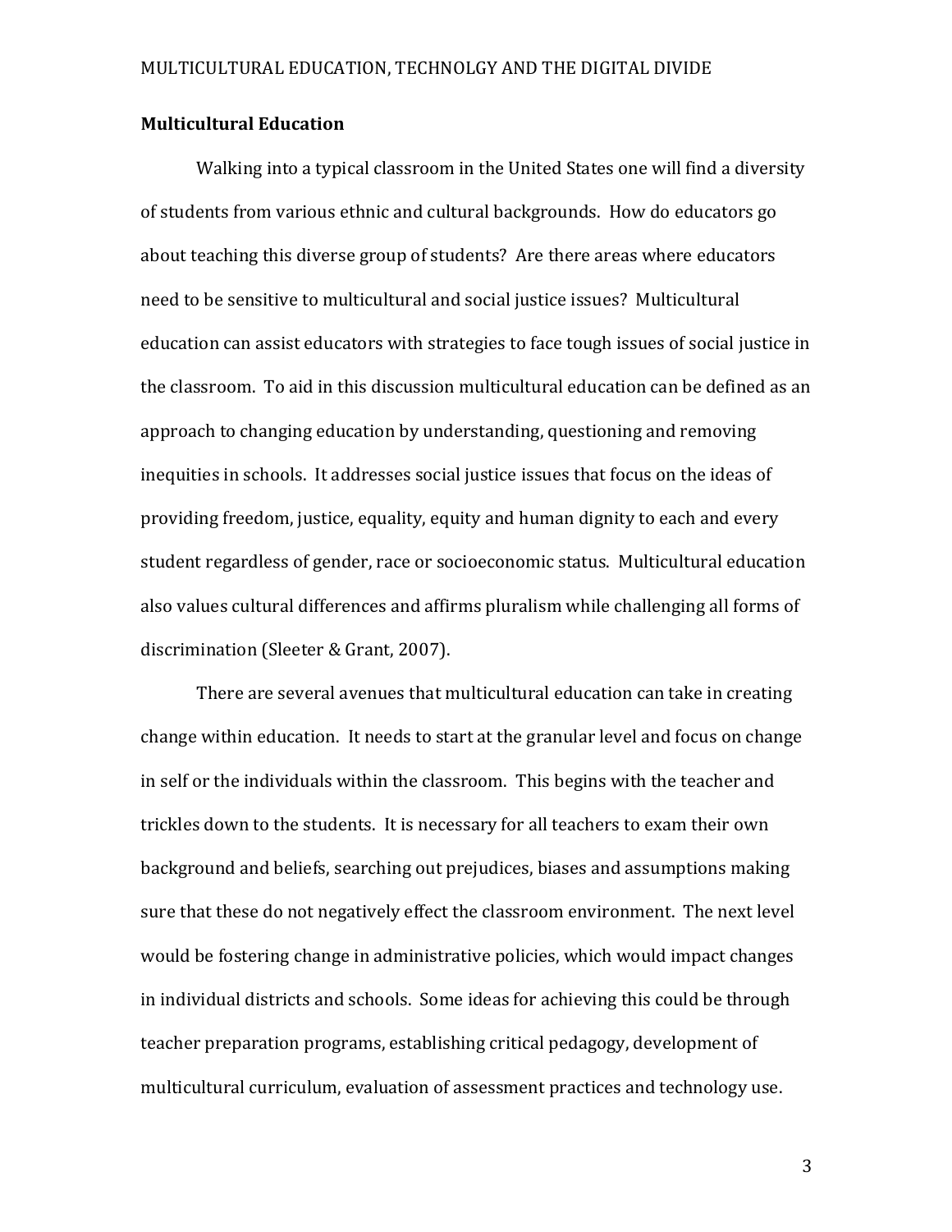## Multicultural Education

Walking into a typical classroom in the United States one will find a diversity of students from various ethnic and cultural backgrounds. How do educators go about teaching this diverse group of students? Are there areas where educators need to be sensitive to multicultural and social justice issues? Multicultural education can assist educators with strategies to face tough issues of social justice in the classroom. To aid in this discussion multicultural education can be defined as an approach to changing education by understanding, questioning and removing inequities in schools. It addresses social justice issues that focus on the ideas of providing freedom, justice, equality, equity and human dignity to each and every student regardless of gender, race or socioeconomic status. Multicultural education also values cultural differences and affirms pluralism while challenging all forms of discrimination (Sleeter & Grant, 2007).

There are several avenues that multicultural education can take in creating change within education. It needs to start at the granular level and focus on change in self or the individuals within the classroom. This begins with the teacher and trickles down to the students. It is necessary for all teachers to exam their own background and beliefs, searching out prejudices, biases and assumptions making sure that these do not negatively effect the classroom environment. The next level would be fostering change in administrative policies, which would impact changes in individual districts and schools. Some ideas for achieving this could be through teacher preparation programs, establishing critical pedagogy, development of multicultural curriculum, evaluation of assessment practices and technology use.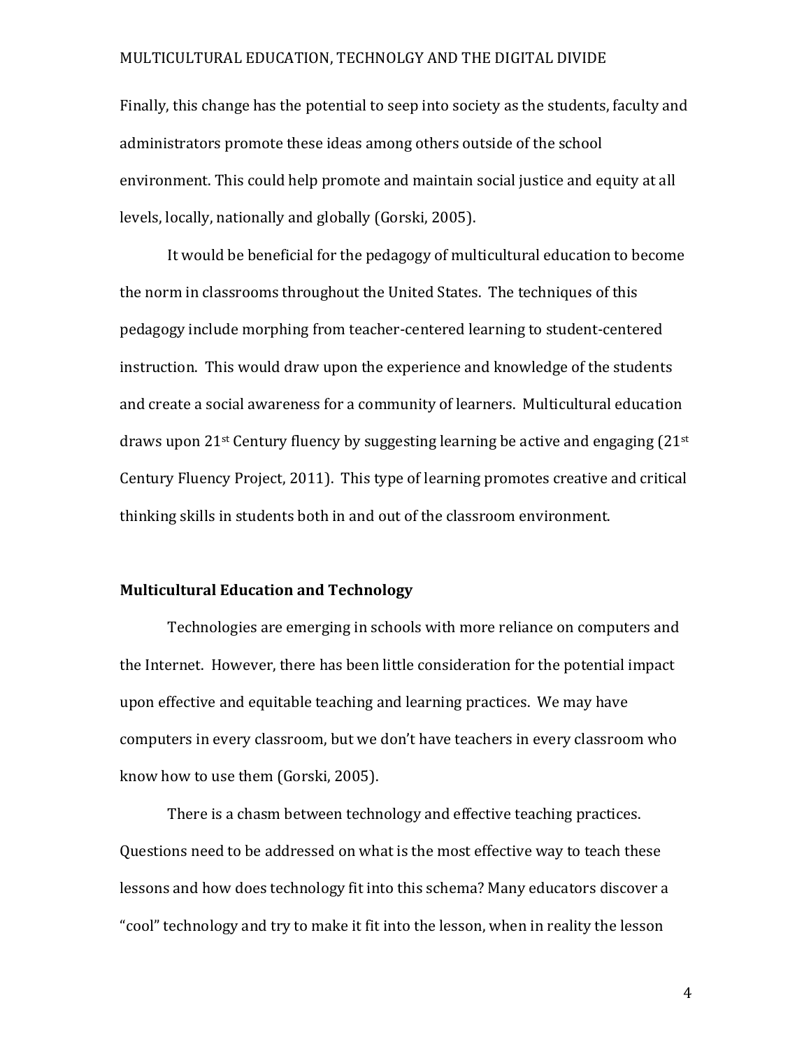Finally, this change has the potential to seep into society as the students, faculty and administrators promote these ideas among others outside of the school environment. This could help promote and maintain social justice and equity at all levels, locally, nationally and globally (Gorski, 2005).

It would be beneficial for the pedagogy of multicultural education to become the norm in classrooms throughout the United States. The techniques of this pedagogy include morphing from teacher-centered learning to student-centered instruction. This would draw upon the experience and knowledge of the students and create a social awareness for a community of learners. Multicultural education draws upon 21st Century fluency by suggesting learning be active and engaging (21st Century Fluency Project, 2011). This type of learning promotes creative and critical thinking skills in students both in and out of the classroom environment.

## Multicultural Education and Technology

Technologies are emerging in schools with more reliance on computers and the Internet. However, there has been little consideration for the potential impact upon effective and equitable teaching and learning practices. We may have computers in every classroom, but we don't have teachers in every classroom who know how to use them (Gorski, 2005).

There is a chasm between technology and effective teaching practices. Questions need to be addressed on what is the most effective way to teach these lessons and how does technology fit into this schema? Many educators discover a "cool" technology and try to make it fit into the lesson, when in reality the lesson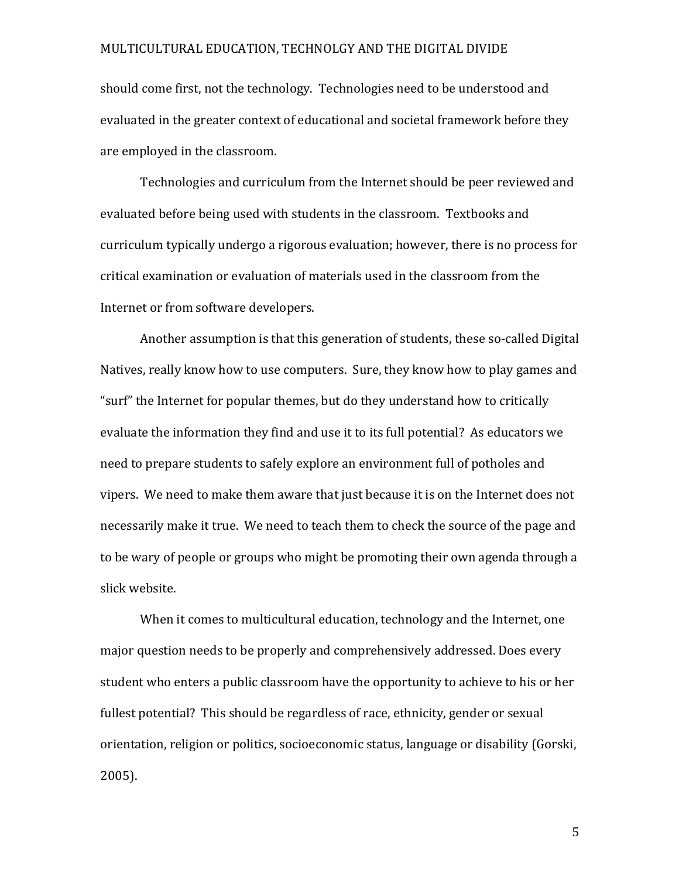should come first, not the technology. Technologies need to be understood and evaluated in the greater context of educational and societal framework before they are employed in the classroom.

Technologies and curriculum from the Internet should be peer reviewed and evaluated before being used with students in the classroom. Textbooks and curriculum typically undergo a rigorous evaluation; however, there is no process for critical examination or evaluation of materials used in the classroom from the Internet or from software developers.

Another assumption is that this generation of students, these so-called Digital Natives, really know how to use computers. Sure, they know how to play games and "surf" the Internet for popular themes, but do they understand how to critically evaluate the information they find and use it to its full potential? As educators we need to prepare students to safely explore an environment full of potholes and vipers. We need to make them aware that just because it is on the Internet does not necessarily make it true. We need to teach them to check the source of the page and to be wary of people or groups who might be promoting their own agenda through a slick website.

When it comes to multicultural education, technology and the Internet, one major question needs to be properly and comprehensively addressed. Does every student who enters a public classroom have the opportunity to achieve to his or her fullest potential? This should be regardless of race, ethnicity, gender or sexual orientation, religion or politics, socioeconomic status, language or disability (Gorski, 2005).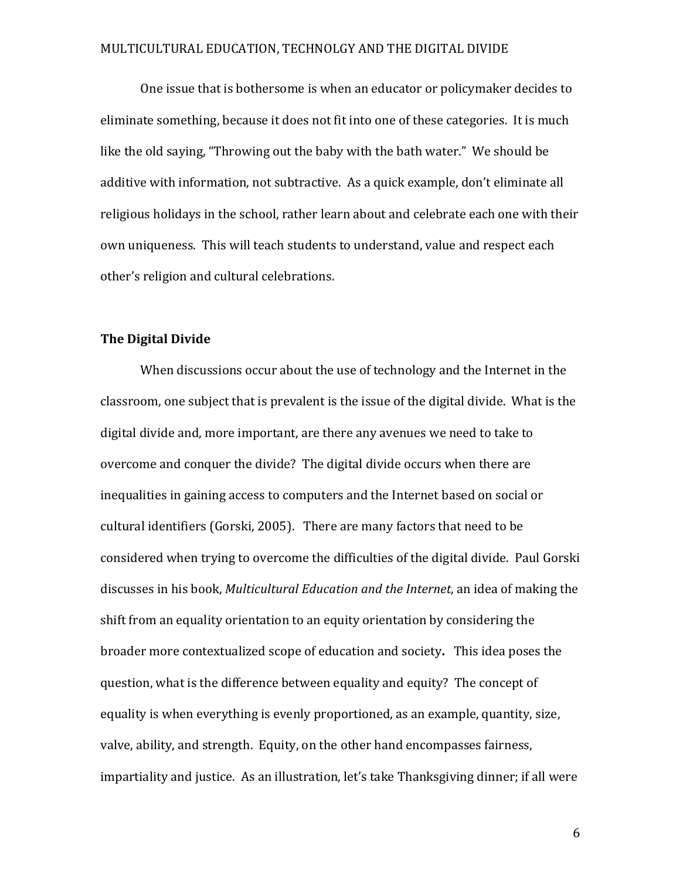One issue that is bothersome is when an educator or policymaker decides to eliminate something, because it does not fit into one of these categories. It is much like the old saying, "Throwing out the baby with the bath water." We should be additive with information, not subtractive. As a quick example, don't eliminate all religious holidays in the school, rather learn about and celebrate each one with their own uniqueness. This will teach students to understand, value and respect each other's religion and cultural celebrations.

**The Digital Divide**

When discussions occur about the use of technology and the Internet in the classroom, one subject that is prevalent is the issue of the digital divide. What is the digital divide and, more important, are there any avenues we need to take to overcome and conquer the divide? The digital divide occurs when there are inequalities in gaining access to computers and the Internet based on social or cultural identifiers (Gorski, 2005). There are many factors that need to be considered when trying to overcome the difficulties of the digital divide. Paul Gorski discusses in his book, *Multicultural Education and the Internet*, an idea of making the shift from an equality orientation to an equity orientation by considering the broader more contextualized scope of education and society**.** This idea poses the question, what is the difference between equality and equity? The concept of equality is when everything is evenly proportioned, as an example, quantity, size, valve, ability, and strength. Equity, on the other hand encompasses fairness, impartiality and justice. As an illustration, let's take Thanksgiving dinner; if all were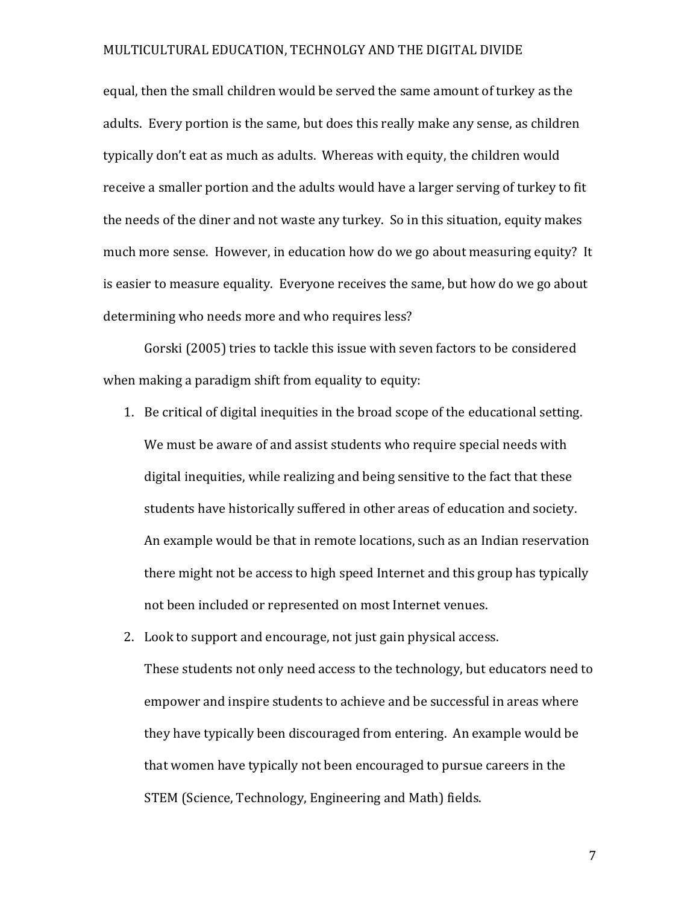equal, then the small children would be served the same amount of turkey as the adults. Every portion is the same, but does this really make any sense, as children typically don't eat as much as adults. Whereas with equity, the children would receive a smaller portion and the adults would have a larger serving of turkey to fit the needs of the diner and not waste any turkey. So in this situation, equity makes much more sense. However, in education how do we go about measuring equity? It is easier to measure equality. Everyone receives the same, but how do we go about determining who needs more and who requires less?

Gorski (2005) tries to tackle this issue with seven factors to be considered when making a paradigm shift from equality to equity:

1. Be critical of digital inequities in the broad scope of the educational setting. We must be aware of and assist students who require special needs with digital inequities, while realizing and being sensitive to the fact that these students have historically suffered in other areas of education and society. An example would be that in remote locations, such as an Indian reservation there might not be access to high speed Internet and this group has typically not been included or represented on most Internet venues.
2. Look to support and encourage, not just gain physical access. These students not only need access to the technology, but educators need to empower and inspire students to achieve and be successful in areas where they have typically been discouraged from entering. An example would be that women have typically not been encouraged to pursue careers in the STEM (Science, Technology, Engineering and Math) fields.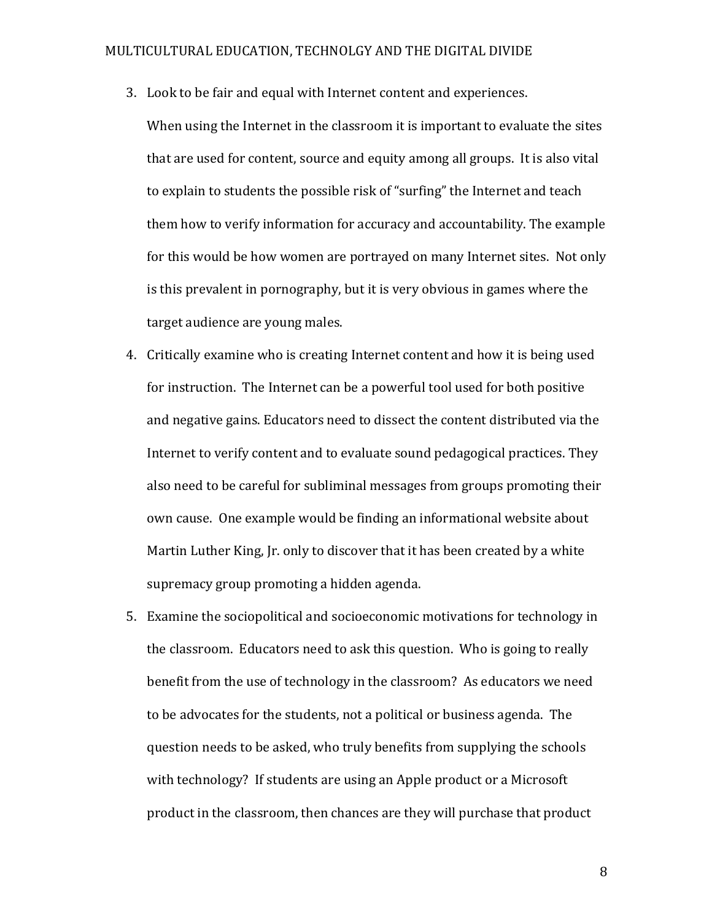3. Look to be fair and equal with Internet content and experiences.

   When using the Internet in the classroom it is important to evaluate the sites that are used for content, source and equity among all groups. It is also vital to explain to students the possible risk of "surfing" the Internet and teach them how to verify information for accuracy and accountability. The example for this would be how women are portrayed on many Internet sites. Not only is this prevalent in pornography, but it is very obvious in games where the target audience are young males.

4. Critically examine who is creating Internet content and how it is being used for instruction. The Internet can be a powerful tool used for both positive and negative gains. Educators need to dissect the content distributed via the Internet to verify content and to evaluate sound pedagogical practices. They also need to be careful for subliminal messages from groups promoting their own cause. One example would be finding an informational website about Martin Luther King, Jr. only to discover that it has been created by a white supremacy group promoting a hidden agenda.

5. Examine the sociopolitical and socioeconomic motivations for technology in the classroom. Educators need to ask this question. Who is going to really benefit from the use of technology in the classroom? As educators we need to be advocates for the students, not a political or business agenda. The question needs to be asked, who truly benefits from supplying the schools with technology? If students are using an Apple product or a Microsoft product in the classroom, then chances are they will purchase that product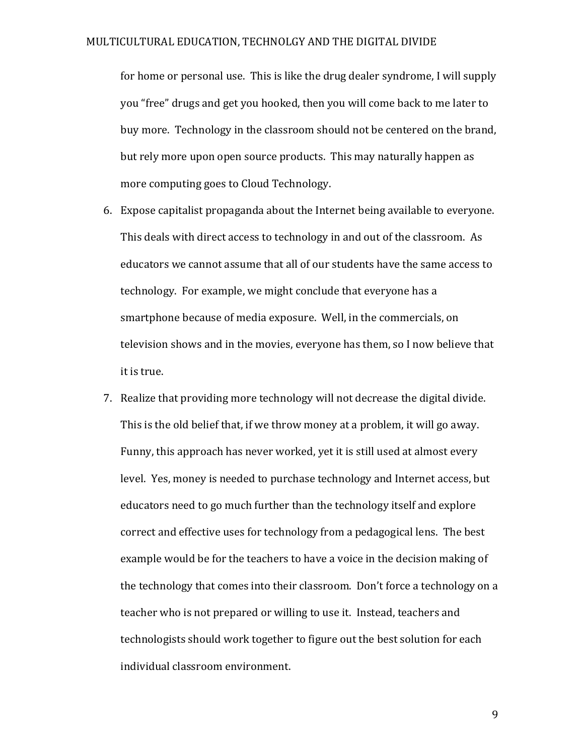for home or personal use. This is like the drug dealer syndrome, I will supply you "free" drugs and get you hooked, then you will come back to me later to buy more. Technology in the classroom should not be centered on the brand, but rely more upon open source products. This may naturally happen as more computing goes to Cloud Technology.

6. Expose capitalist propaganda about the Internet being available to everyone. This deals with direct access to technology in and out of the classroom. As educators we cannot assume that all of our students have the same access to technology. For example, we might conclude that everyone has a smartphone because of media exposure. Well, in the commercials, on television shows and in the movies, everyone has them, so I now believe that it is true.
7. Realize that providing more technology will not decrease the digital divide. This is the old belief that, if we throw money at a problem, it will go away. Funny, this approach has never worked, yet it is still used at almost every level. Yes, money is needed to purchase technology and Internet access, but educators need to go much further than the technology itself and explore correct and effective uses for technology from a pedagogical lens. The best example would be for the teachers to have a voice in the decision making of the technology that comes into their classroom. Don't force a technology on a teacher who is not prepared or willing to use it. Instead, teachers and technologists should work together to figure out the best solution for each individual classroom environment.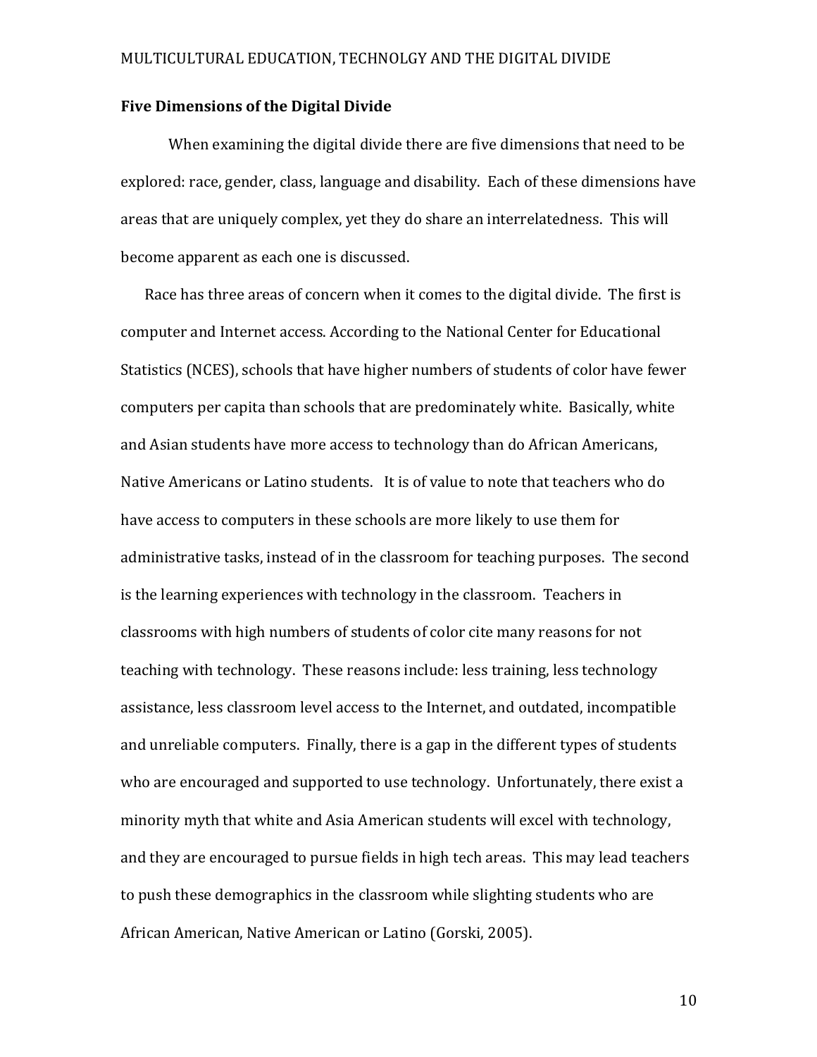**Five Dimensions of the Digital Divide**

When examining the digital divide there are five dimensions that need to be explored: race, gender, class, language and disability. Each of these dimensions have areas that are uniquely complex, yet they do share an interrelatedness. This will become apparent as each one is discussed.

Race has three areas of concern when it comes to the digital divide. The first is computer and Internet access. According to the National Center for Educational Statistics (NCES), schools that have higher numbers of students of color have fewer computers per capita than schools that are predominately white. Basically, white and Asian students have more access to technology than do African Americans, Native Americans or Latino students. It is of value to note that teachers who do have access to computers in these schools are more likely to use them for administrative tasks, instead of in the classroom for teaching purposes. The second is the learning experiences with technology in the classroom. Teachers in classrooms with high numbers of students of color cite many reasons for not teaching with technology. These reasons include: less training, less technology assistance, less classroom level access to the Internet, and outdated, incompatible and unreliable computers. Finally, there is a gap in the different types of students who are encouraged and supported to use technology. Unfortunately, there exist a minority myth that white and Asia American students will excel with technology, and they are encouraged to pursue fields in high tech areas. This may lead teachers to push these demographics in the classroom while slighting students who are African American, Native American or Latino (Gorski, 2005).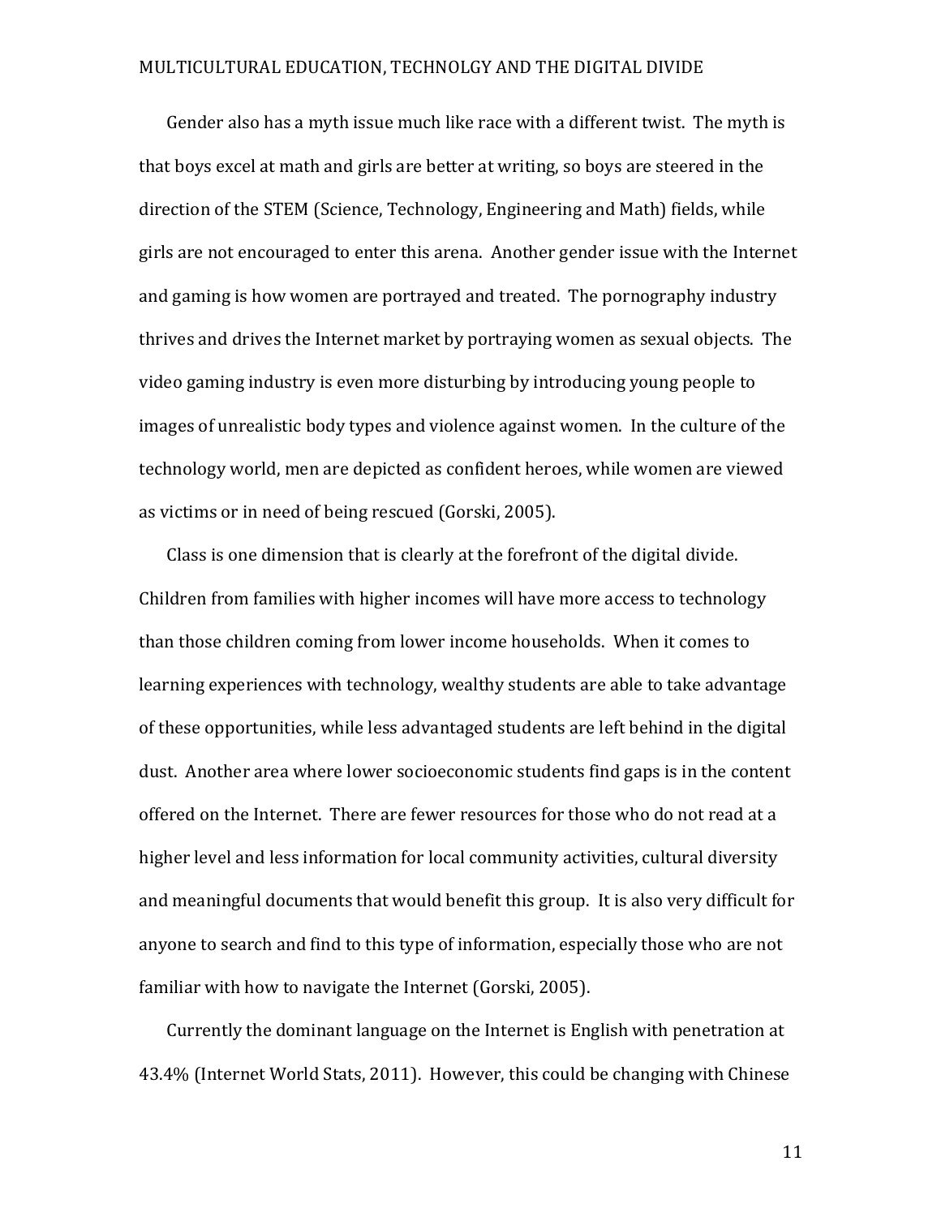Gender also has a myth issue much like race with a different twist. The myth is that boys excel at math and girls are better at writing, so boys are steered in the direction of the STEM (Science, Technology, Engineering and Math) fields, while girls are not encouraged to enter this arena. Another gender issue with the Internet and gaming is how women are portrayed and treated. The pornography industry thrives and drives the Internet market by portraying women as sexual objects. The video gaming industry is even more disturbing by introducing young people to images of unrealistic body types and violence against women. In the culture of the technology world, men are depicted as confident heroes, while women are viewed as victims or in need of being rescued (Gorski, 2005).

Class is one dimension that is clearly at the forefront of the digital divide. Children from families with higher incomes will have more access to technology than those children coming from lower income households. When it comes to learning experiences with technology, wealthy students are able to take advantage of these opportunities, while less advantaged students are left behind in the digital dust. Another area where lower socioeconomic students find gaps is in the content offered on the Internet. There are fewer resources for those who do not read at a higher level and less information for local community activities, cultural diversity and meaningful documents that would benefit this group. It is also very difficult for anyone to search and find to this type of information, especially those who are not familiar with how to navigate the Internet (Gorski, 2005).

Currently the dominant language on the Internet is English with penetration at 43.4% (Internet World Stats, 2011). However, this could be changing with Chinese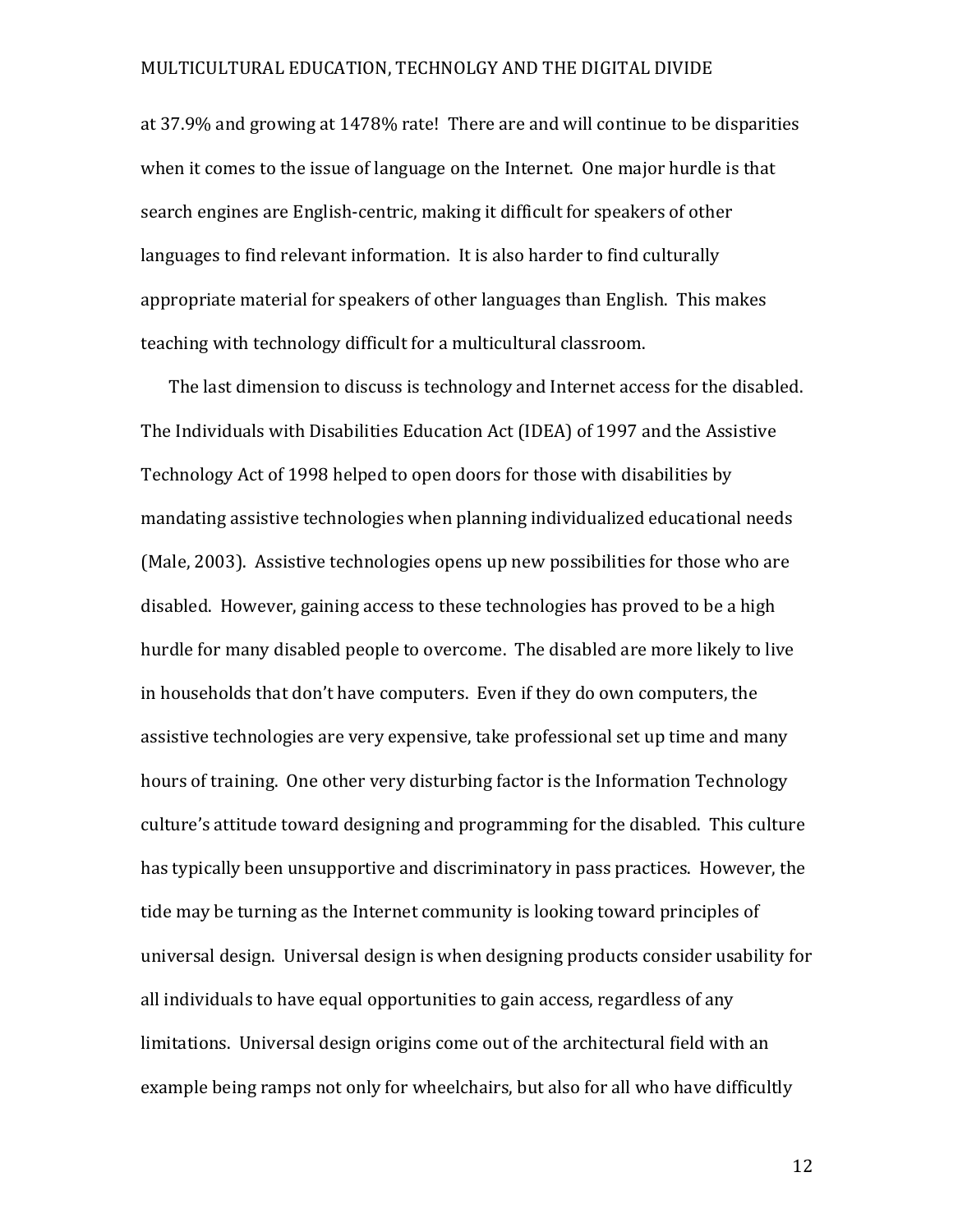at 37.9% and growing at 1478% rate! There are and will continue to be disparities when it comes to the issue of language on the Internet. One major hurdle is that search engines are English-centric, making it difficult for speakers of other languages to find relevant information. It is also harder to find culturally appropriate material for speakers of other languages than English. This makes teaching with technology difficult for a multicultural classroom.

The last dimension to discuss is technology and Internet access for the disabled. The Individuals with Disabilities Education Act (IDEA) of 1997 and the Assistive Technology Act of 1998 helped to open doors for those with disabilities by mandating assistive technologies when planning individualized educational needs (Male, 2003). Assistive technologies opens up new possibilities for those who are disabled. However, gaining access to these technologies has proved to be a high hurdle for many disabled people to overcome. The disabled are more likely to live in households that don't have computers. Even if they do own computers, the assistive technologies are very expensive, take professional set up time and many hours of training. One other very disturbing factor is the Information Technology culture's attitude toward designing and programming for the disabled. This culture has typically been unsupportive and discriminatory in pass practices. However, the tide may be turning as the Internet community is looking toward principles of universal design. Universal design is when designing products consider usability for all individuals to have equal opportunities to gain access, regardless of any limitations. Universal design origins come out of the architectural field with an example being ramps not only for wheelchairs, but also for all who have difficultly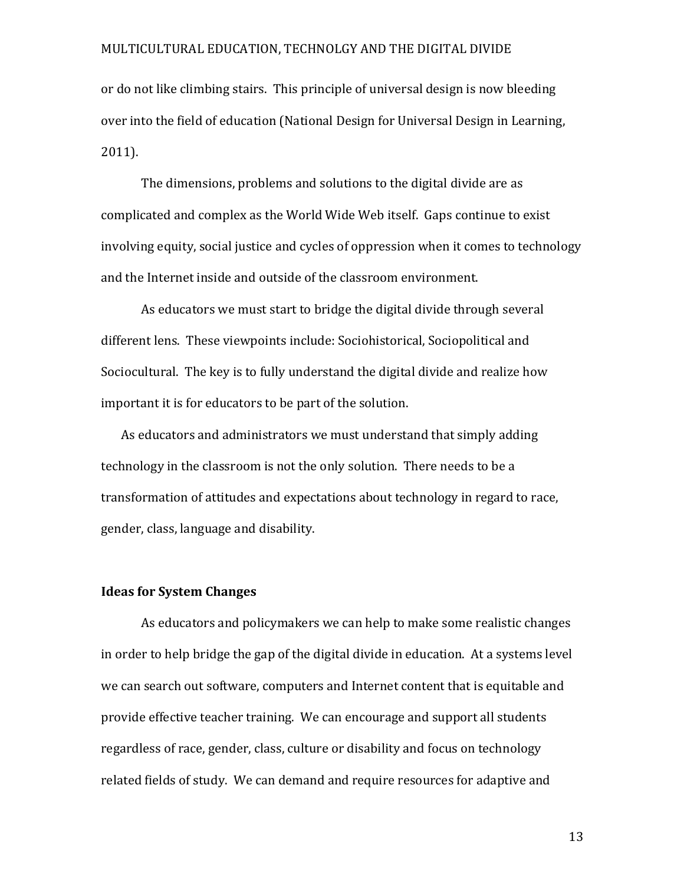or do not like climbing stairs. This principle of universal design is now bleeding over into the field of education (National Design for Universal Design in Learning, 2011).

The dimensions, problems and solutions to the digital divide are as complicated and complex as the World Wide Web itself. Gaps continue to exist involving equity, social justice and cycles of oppression when it comes to technology and the Internet inside and outside of the classroom environment.

As educators we must start to bridge the digital divide through several different lens. These viewpoints include: Sociohistorical, Sociopolitical and Sociocultural. The key is to fully understand the digital divide and realize how important it is for educators to be part of the solution.

As educators and administrators we must understand that simply adding technology in the classroom is not the only solution. There needs to be a transformation of attitudes and expectations about technology in regard to race, gender, class, language and disability.

**Ideas for System Changes**

As educators and policymakers we can help to make some realistic changes in order to help bridge the gap of the digital divide in education. At a systems level we can search out software, computers and Internet content that is equitable and provide effective teacher training. We can encourage and support all students regardless of race, gender, class, culture or disability and focus on technology related fields of study. We can demand and require resources for adaptive and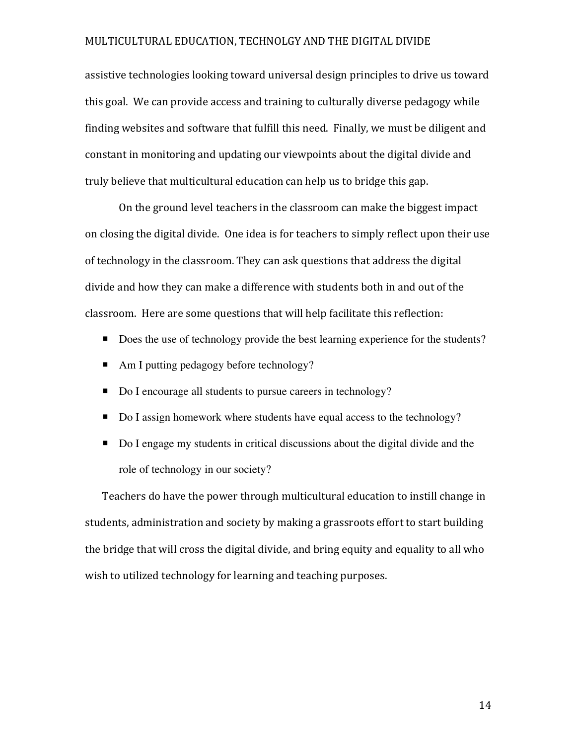assistive technologies looking toward universal design principles to drive us toward this goal. We can provide access and training to culturally diverse pedagogy while finding websites and software that fulfill this need. Finally, we must be diligent and constant in monitoring and updating our viewpoints about the digital divide and truly believe that multicultural education can help us to bridge this gap.

On the ground level teachers in the classroom can make the biggest impact on closing the digital divide. One idea is for teachers to simply reflect upon their use of technology in the classroom. They can ask questions that address the digital divide and how they can make a difference with students both in and out of the classroom. Here are some questions that will help facilitate this reflection:

- Does the use of technology provide the best learning experience for the students?
- Am I putting pedagogy before technology?
- Do I encourage all students to pursue careers in technology?
- Do I assign homework where students have equal access to the technology?
- Do I engage my students in critical discussions about the digital divide and the role of technology in our society?

Teachers do have the power through multicultural education to instill change in students, administration and society by making a grassroots effort to start building the bridge that will cross the digital divide, and bring equity and equality to all who wish to utilized technology for learning and teaching purposes.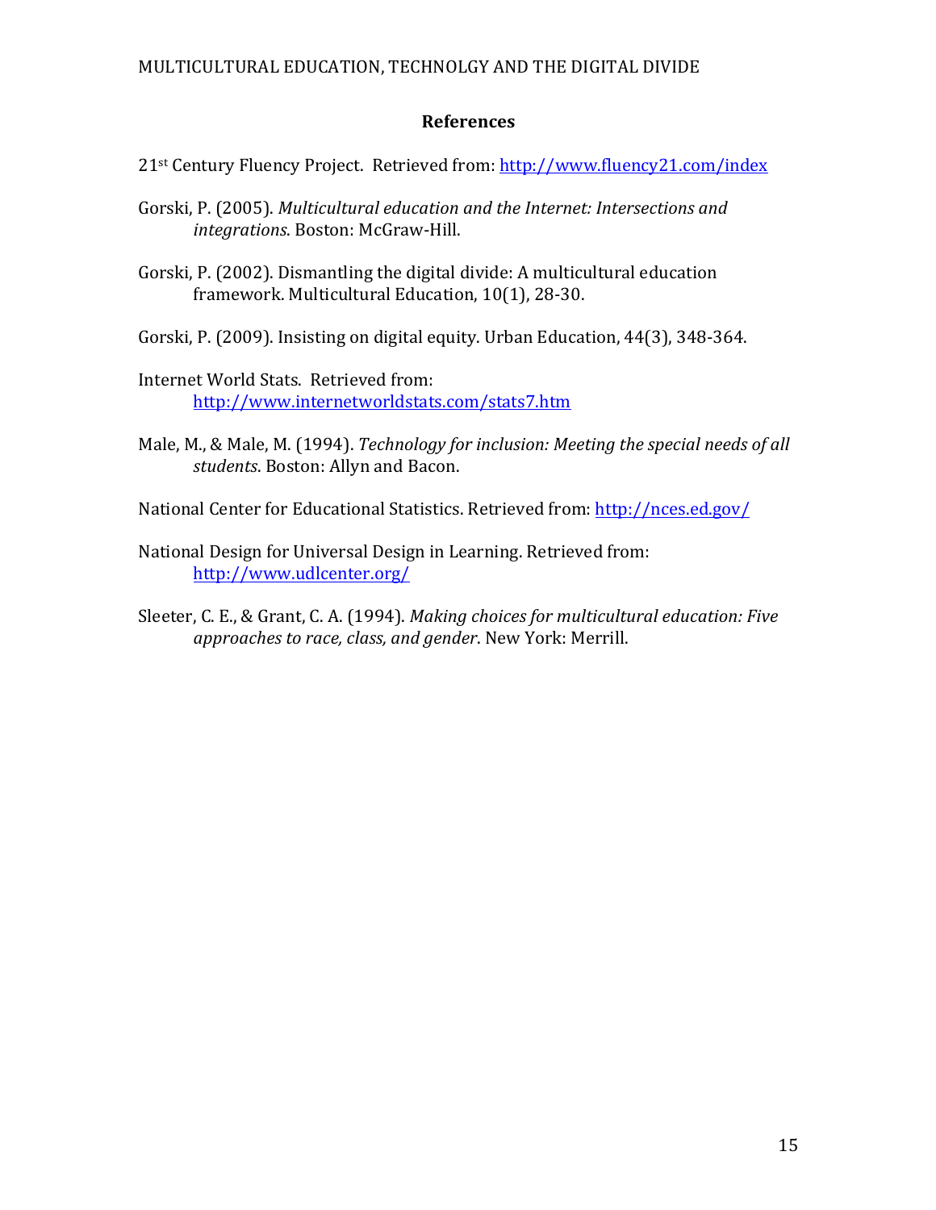## References

21st Century Fluency Project. Retrieved from: http://www.fluency21.com/index

Gorski, P. (2005). *Multicultural education and the Internet: Intersections and integrations*. Boston: McGraw-Hill.

Gorski, P. (2002). Dismantling the digital divide: A multicultural education framework. Multicultural Education, 10(1), 28-30.

Gorski, P. (2009). Insisting on digital equity. Urban Education, 44(3), 348-364.

Internet World Stats. Retrieved from: http://www.internetworldstats.com/stats7.htm

Male, M., & Male, M. (1994). *Technology for inclusion: Meeting the special needs of all students*. Boston: Allyn and Bacon.

National Center for Educational Statistics. Retrieved from: http://nces.ed.gov/

National Design for Universal Design in Learning. Retrieved from: http://www.udlcenter.org/

Sleeter, C. E., & Grant, C. A. (1994). *Making choices for multicultural education: Five approaches to race, class, and gender*. New York: Merrill.